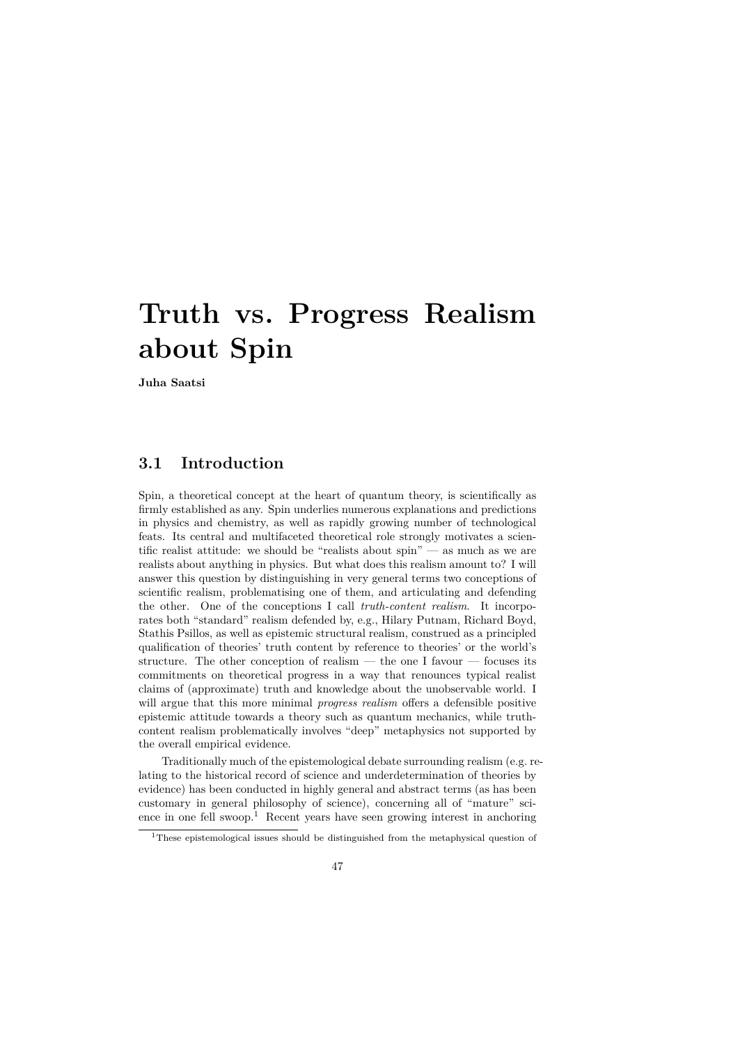# Truth vs. Progress Realism about Spin

**Juha Saatsi**

## 3.1 Introduction

Spin, a theoretical concept at the heart of quantum theory, is scientifically as firmly established as any. Spin underlies numerous explanations and predictions in physics and chemistry, as well as rapidly growing number of technological feats. Its central and multifaceted theoretical role strongly motivates a scientific realist attitude: we should be "realists about spin" — as much as we are realists about anything in physics. But what does this realism amount to? I will answer this question by distinguishing in very general terms two conceptions of scientific realism, problematising one of them, and articulating and defending the other. One of the conceptions I call *truth-content realism*. It incorporates both "standard" realism defended by, e.g., Hilary Putnam, Richard Boyd, Stathis Psillos, as well as epistemic structural realism, construed as a principled qualification of theories' truth content by reference to theories' or the world's structure. The other conception of realism — the one I favour — focuses its commitments on theoretical progress in a way that renounces typical realist claims of (approximate) truth and knowledge about the unobservable world. I will argue that this more minimal *progress realism* offers a defensible positive epistemic attitude towards a theory such as quantum mechanics, while truth-content realism problematically involves "deep" metaphysics not supported by the overall empirical evidence.

Traditionally much of the epistemological debate surrounding realism (e.g. relating to the historical record of science and underdetermination of theories by evidence) has been conducted in highly general and abstract terms (as has been customary in general philosophy of science), concerning all of "mature" science in one fell swoop.[1] Recent years have seen growing interest in anchoring

[1] These epistemological issues should be distinguished from the metaphysical question of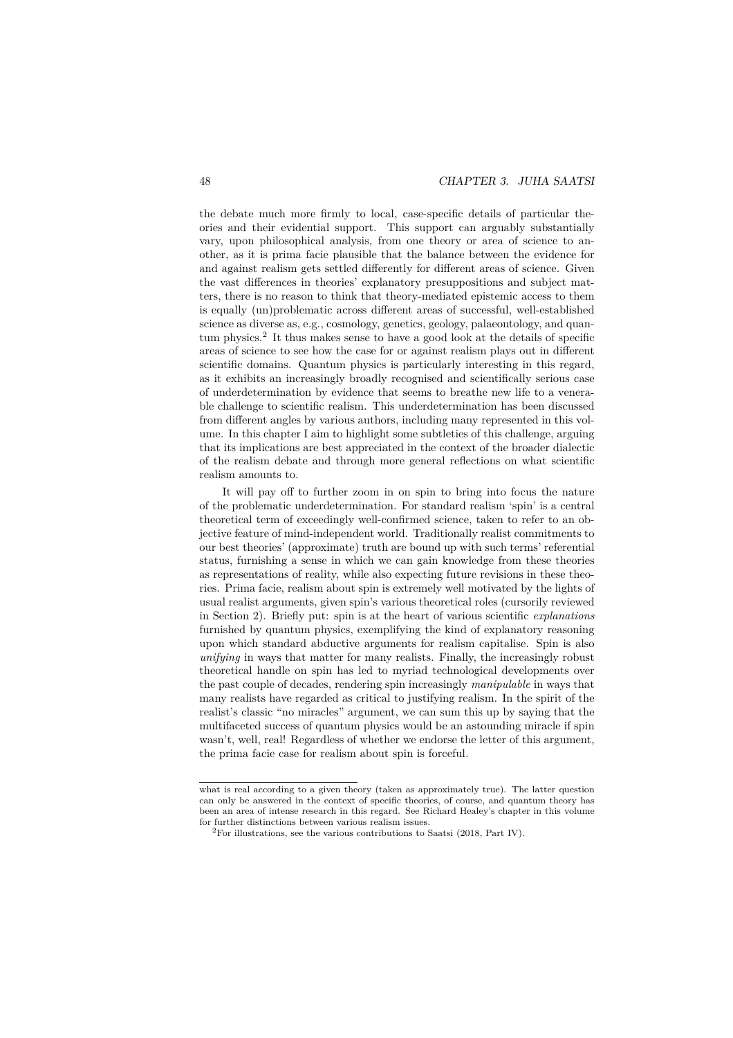the debate much more firmly to local, case-specific details of particular theories and their evidential support. This support can arguably substantially vary, upon philosophical analysis, from one theory or area of science to another, as it is prima facie plausible that the balance between the evidence for and against realism gets settled differently for different areas of science. Given the vast differences in theories' explanatory presuppositions and subject matters, there is no reason to think that theory-mediated epistemic access to them is equally (un)problematic across different areas of successful, well-established science as diverse as, e.g., cosmology, genetics, geology, palaeontology, and quantum physics.[2] It thus makes sense to have a good look at the details of specific areas of science to see how the case for or against realism plays out in different scientific domains. Quantum physics is particularly interesting in this regard, as it exhibits an increasingly broadly recognised and scientifically serious case of underdetermination by evidence that seems to breathe new life to a venerable challenge to scientific realism. This underdetermination has been discussed from different angles by various authors, including many represented in this volume. In this chapter I aim to highlight some subtleties of this challenge, arguing that its implications are best appreciated in the context of the broader dialectic of the realism debate and through more general reflections on what scientific realism amounts to.

It will pay off to further zoom in on spin to bring into focus the nature of the problematic underdetermination. For standard realism 'spin' is a central theoretical term of exceedingly well-confirmed science, taken to refer to an objective feature of mind-independent world. Traditionally realist commitments to our best theories' (approximate) truth are bound up with such terms' referential status, furnishing a sense in which we can gain knowledge from these theories as representations of reality, while also expecting future revisions in these theories. Prima facie, realism about spin is extremely well motivated by the lights of usual realist arguments, given spin's various theoretical roles (cursorily reviewed in Section 2). Briefly put: spin is at the heart of various scientific *explanations* furnished by quantum physics, exemplifying the kind of explanatory reasoning upon which standard abductive arguments for realism capitalise. Spin is also *unifying* in ways that matter for many realists. Finally, the increasingly robust theoretical handle on spin has led to myriad technological developments over the past couple of decades, rendering spin increasingly *manipulable* in ways that many realists have regarded as critical to justifying realism. In the spirit of the realist's classic "no miracles" argument, we can sum this up by saying that the multifaceted success of quantum physics would be an astounding miracle if spin wasn't, well, real! Regardless of whether we endorse the letter of this argument, the prima facie case for realism about spin is forceful.

---

what is real according to a given theory (taken as approximately true). The latter question can only be answered in the context of specific theories, of course, and quantum theory has been an area of intense research in this regard. See Richard Healey's chapter in this volume for further distinctions between various realism issues.

[2] For illustrations, see the various contributions to Saatsi (2018, Part IV).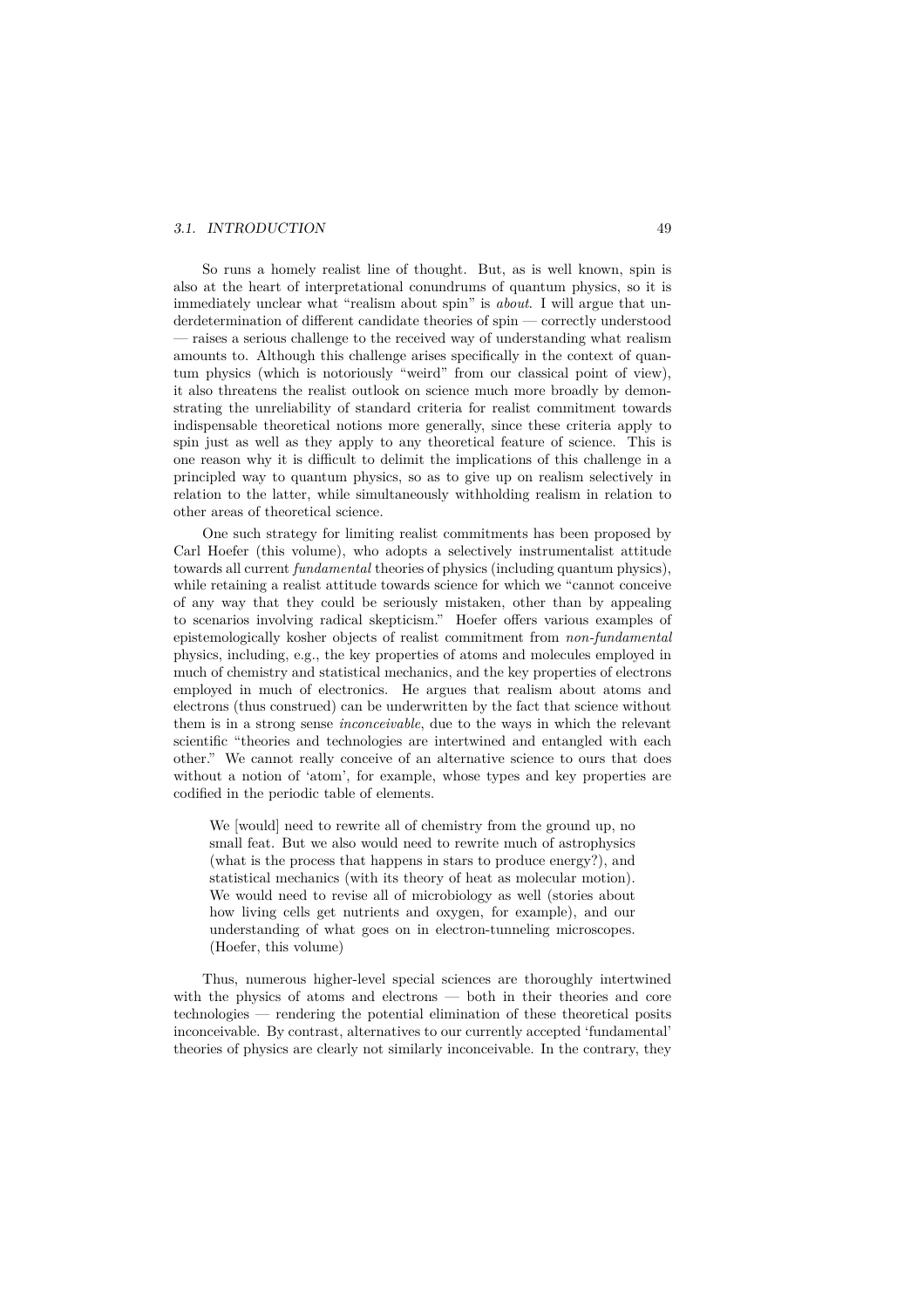So runs a homely realist line of thought. But, as is well known, spin is also at the heart of interpretational conundrums of quantum physics, so it is immediately unclear what "realism about spin" is *about*. I will argue that underdetermination of different candidate theories of spin — correctly understood — raises a serious challenge to the received way of understanding what realism amounts to. Although this challenge arises specifically in the context of quantum physics (which is notoriously "weird" from our classical point of view), it also threatens the realist outlook on science much more broadly by demonstrating the unreliability of standard criteria for realist commitment towards indispensable theoretical notions more generally, since these criteria apply to spin just as well as they apply to any theoretical feature of science. This is one reason why it is difficult to delimit the implications of this challenge in a principled way to quantum physics, so as to give up on realism selectively in relation to the latter, while simultaneously withholding realism in relation to other areas of theoretical science.

One such strategy for limiting realist commitments has been proposed by Carl Hoefer (this volume), who adopts a selectively instrumentalist attitude towards all current *fundamental* theories of physics (including quantum physics), while retaining a realist attitude towards science for which we "cannot conceive of any way that they could be seriously mistaken, other than by appealing to scenarios involving radical skepticism." Hoefer offers various examples of epistemologically kosher objects of realist commitment from *non-fundamental* physics, including, e.g., the key properties of atoms and molecules employed in much of chemistry and statistical mechanics, and the key properties of electrons employed in much of electronics. He argues that realism about atoms and electrons (thus construed) can be underwritten by the fact that science without them is in a strong sense *inconceivable*, due to the ways in which the relevant scientific "theories and technologies are intertwined and entangled with each other." We cannot really conceive of an alternative science to ours that does without a notion of 'atom', for example, whose types and key properties are codified in the periodic table of elements.

> We [would] need to rewrite all of chemistry from the ground up, no small feat. But we also would need to rewrite much of astrophysics (what is the process that happens in stars to produce energy?), and statistical mechanics (with its theory of heat as molecular motion). We would need to revise all of microbiology as well (stories about how living cells get nutrients and oxygen, for example), and our understanding of what goes on in electron-tunneling microscopes. (Hoefer, this volume)

Thus, numerous higher-level special sciences are thoroughly intertwined with the physics of atoms and electrons — both in their theories and core technologies — rendering the potential elimination of these theoretical posits inconceivable. By contrast, alternatives to our currently accepted 'fundamental' theories of physics are clearly not similarly inconceivable. In the contrary, they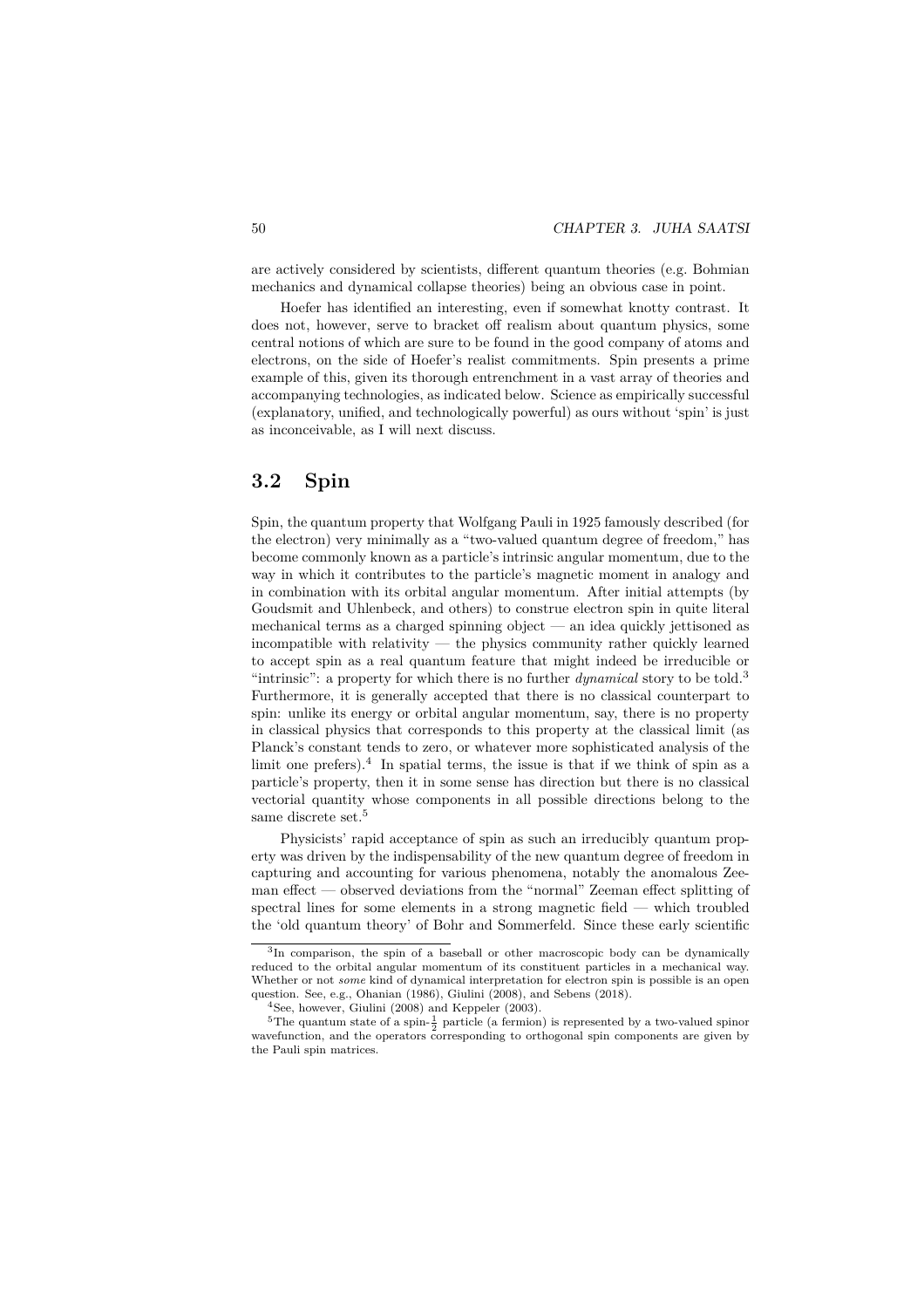are actively considered by scientists, different quantum theories (e.g. Bohmian mechanics and dynamical collapse theories) being an obvious case in point.

Hoefer has identified an interesting, even if somewhat knotty contrast. It does not, however, serve to bracket off realism about quantum physics, some central notions of which are sure to be found in the good company of atoms and electrons, on the side of Hoefer's realist commitments. Spin presents a prime example of this, given its thorough entrenchment in a vast array of theories and accompanying technologies, as indicated below. Science as empirically successful (explanatory, unified, and technologically powerful) as ours without 'spin' is just as inconceivable, as I will next discuss.

## 3.2 Spin

Spin, the quantum property that Wolfgang Pauli in 1925 famously described (for the electron) very minimally as a "two-valued quantum degree of freedom," has become commonly known as a particle's intrinsic angular momentum, due to the way in which it contributes to the particle's magnetic moment in analogy and in combination with its orbital angular momentum. After initial attempts (by Goudsmit and Uhlenbeck, and others) to construe electron spin in quite literal mechanical terms as a charged spinning object — an idea quickly jettisoned as incompatible with relativity — the physics community rather quickly learned to accept spin as a real quantum feature that might indeed be irreducible or "intrinsic": a property for which there is no further *dynamical* story to be told.[3] Furthermore, it is generally accepted that there is no classical counterpart to spin: unlike its energy or orbital angular momentum, say, there is no property in classical physics that corresponds to this property at the classical limit (as Planck's constant tends to zero, or whatever more sophisticated analysis of the limit one prefers).[4] In spatial terms, the issue is that if we think of spin as a particle's property, then it in some sense has direction but there is no classical vectorial quantity whose components in all possible directions belong to the same discrete set.[5]

Physicists' rapid acceptance of spin as such an irreducibly quantum property was driven by the indispensability of the new quantum degree of freedom in capturing and accounting for various phenomena, notably the anomalous Zeeman effect — observed deviations from the "normal" Zeeman effect splitting of spectral lines for some elements in a strong magnetic field — which troubled the 'old quantum theory' of Bohr and Sommerfeld. Since these early scientific

---

[3] In comparison, the spin of a baseball or other macroscopic body can be dynamically reduced to the orbital angular momentum of its constituent particles in a mechanical way. Whether or not *some* kind of dynamical interpretation for electron spin is possible is an open question. See, e.g., Ohanian (1986), Giulini (2008), and Sebens (2018).

[4] See, however, Giulini (2008) and Keppeler (2003).

[5] The quantum state of a spin-$\frac{1}{2}$ particle (a fermion) is represented by a two-valued spinor wavefunction, and the operators corresponding to orthogonal spin components are given by the Pauli spin matrices.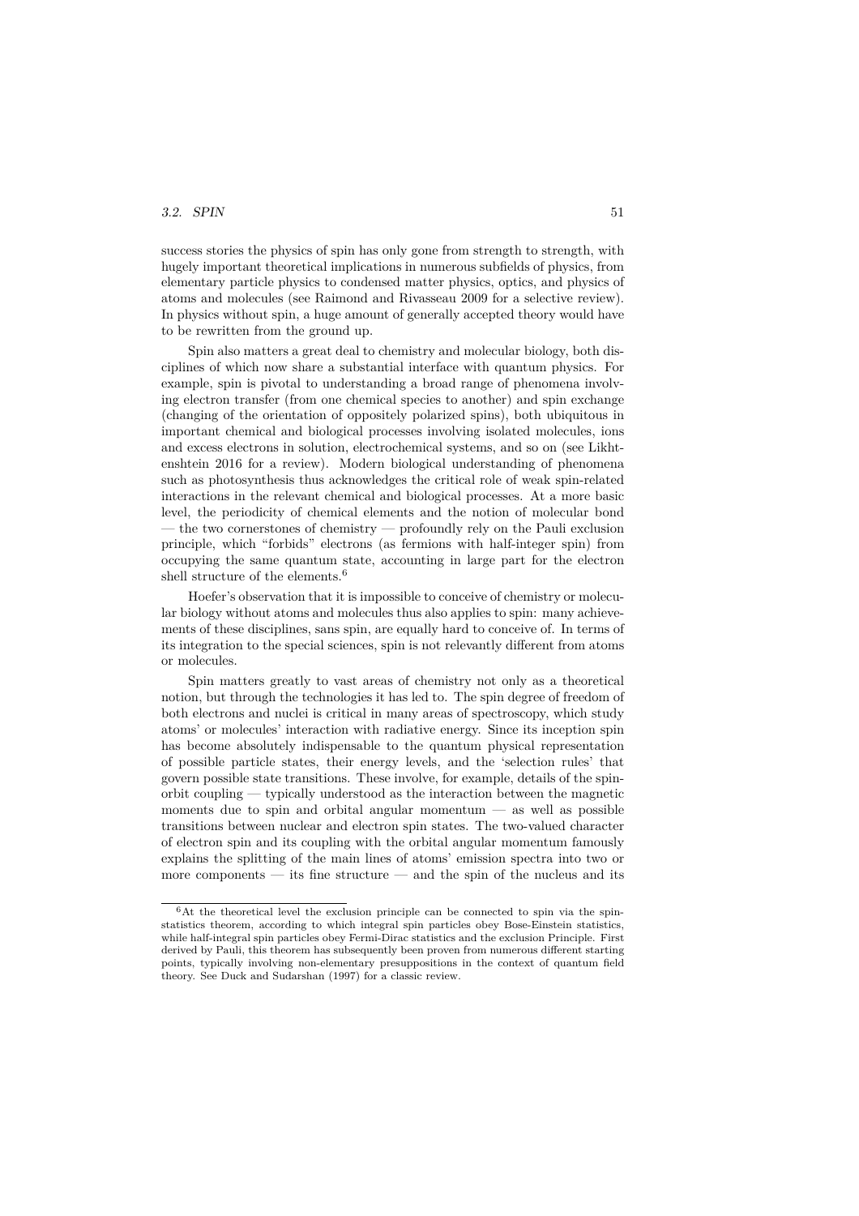success stories the physics of spin has only gone from strength to strength, with hugely important theoretical implications in numerous subfields of physics, from elementary particle physics to condensed matter physics, optics, and physics of atoms and molecules (see Raimond and Rivasseau 2009 for a selective review). In physics without spin, a huge amount of generally accepted theory would have to be rewritten from the ground up.

Spin also matters a great deal to chemistry and molecular biology, both disciplines of which now share a substantial interface with quantum physics. For example, spin is pivotal to understanding a broad range of phenomena involving electron transfer (from one chemical species to another) and spin exchange (changing of the orientation of oppositely polarized spins), both ubiquitous in important chemical and biological processes involving isolated molecules, ions and excess electrons in solution, electrochemical systems, and so on (see Likhtenshtein 2016 for a review). Modern biological understanding of phenomena such as photosynthesis thus acknowledges the critical role of weak spin-related interactions in the relevant chemical and biological processes. At a more basic level, the periodicity of chemical elements and the notion of molecular bond — the two cornerstones of chemistry — profoundly rely on the Pauli exclusion principle, which "forbids" electrons (as fermions with half-integer spin) from occupying the same quantum state, accounting in large part for the electron shell structure of the elements.[6]

Hoefer's observation that it is impossible to conceive of chemistry or molecular biology without atoms and molecules thus also applies to spin: many achievements of these disciplines, sans spin, are equally hard to conceive of. In terms of its integration to the special sciences, spin is not relevantly different from atoms or molecules.

Spin matters greatly to vast areas of chemistry not only as a theoretical notion, but through the technologies it has led to. The spin degree of freedom of both electrons and nuclei is critical in many areas of spectroscopy, which study atoms' or molecules' interaction with radiative energy. Since its inception spin has become absolutely indispensable to the quantum physical representation of possible particle states, their energy levels, and the 'selection rules' that govern possible state transitions. These involve, for example, details of the spin-orbit coupling — typically understood as the interaction between the magnetic moments due to spin and orbital angular momentum — as well as possible transitions between nuclear and electron spin states. The two-valued character of electron spin and its coupling with the orbital angular momentum famously explains the splitting of the main lines of atoms' emission spectra into two or more components — its fine structure — and the spin of the nucleus and its

[6] At the theoretical level the exclusion principle can be connected to spin via the spin-statistics theorem, according to which integral spin particles obey Bose-Einstein statistics, while half-integral spin particles obey Fermi-Dirac statistics and the exclusion Principle. First derived by Pauli, this theorem has subsequently been proven from numerous different starting points, typically involving non-elementary presuppositions in the context of quantum field theory. See Duck and Sudarshan (1997) for a classic review.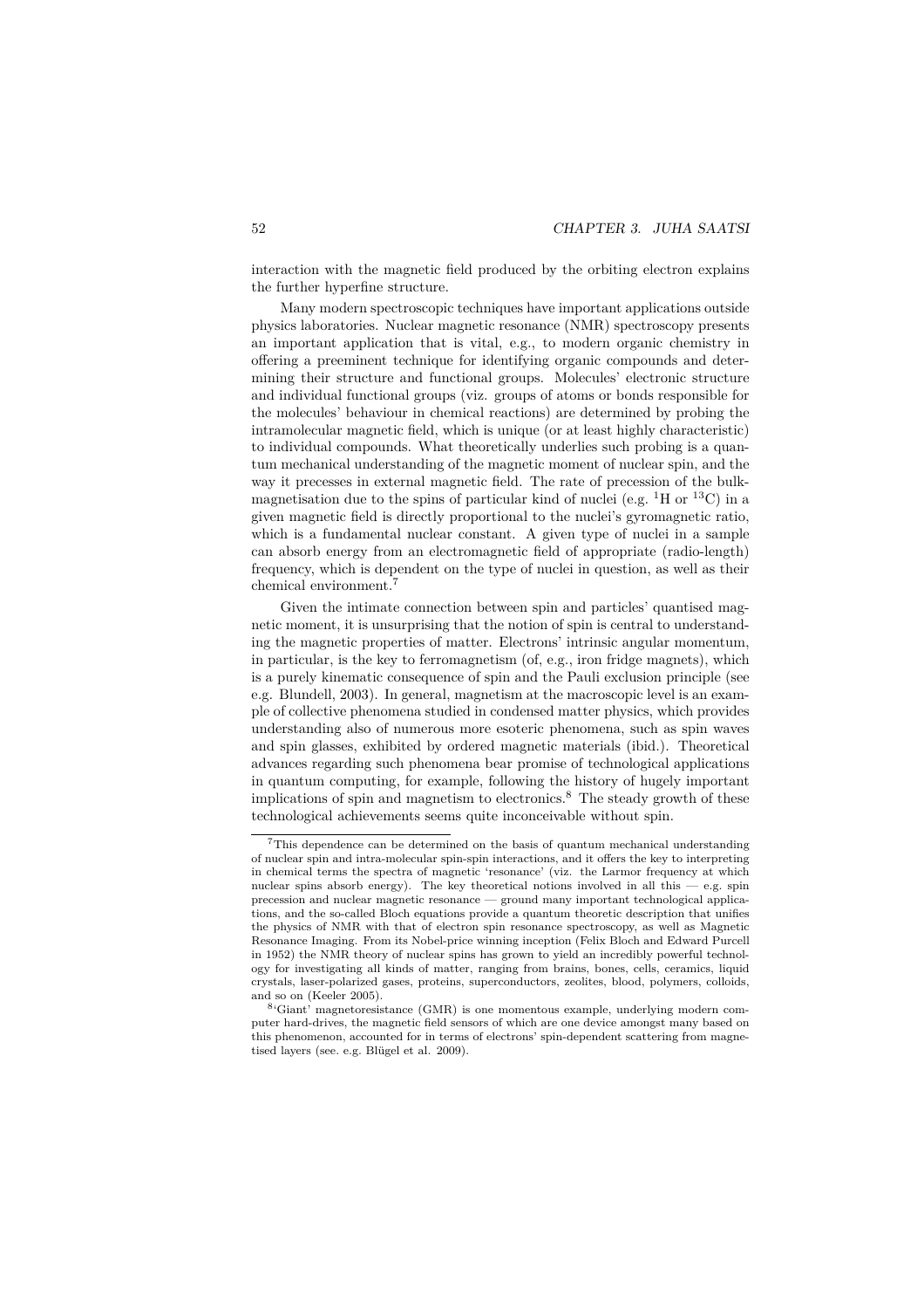interaction with the magnetic field produced by the orbiting electron explains the further hyperfine structure.

Many modern spectroscopic techniques have important applications outside physics laboratories. Nuclear magnetic resonance (NMR) spectroscopy presents an important application that is vital, e.g., to modern organic chemistry in offering a preeminent technique for identifying organic compounds and determining their structure and functional groups. Molecules' electronic structure and individual functional groups (viz. groups of atoms or bonds responsible for the molecules' behaviour in chemical reactions) are determined by probing the intramolecular magnetic field, which is unique (or at least highly characteristic) to individual compounds. What theoretically underlies such probing is a quantum mechanical understanding of the magnetic moment of nuclear spin, and the way it precesses in external magnetic field. The rate of precession of the bulk-magnetisation due to the spins of particular kind of nuclei (e.g. $^{1}$H or $^{13}$C) in a given magnetic field is directly proportional to the nuclei's gyromagnetic ratio, which is a fundamental nuclear constant. A given type of nuclei in a sample can absorb energy from an electromagnetic field of appropriate (radio-length) frequency, which is dependent on the type of nuclei in question, as well as their chemical environment.[7]

Given the intimate connection between spin and particles' quantised magnetic moment, it is unsurprising that the notion of spin is central to understanding the magnetic properties of matter. Electrons' intrinsic angular momentum, in particular, is the key to ferromagnetism (of, e.g., iron fridge magnets), which is a purely kinematic consequence of spin and the Pauli exclusion principle (see e.g. Blundell, 2003). In general, magnetism at the macroscopic level is an example of collective phenomena studied in condensed matter physics, which provides understanding also of numerous more esoteric phenomena, such as spin waves and spin glasses, exhibited by ordered magnetic materials (ibid.). Theoretical advances regarding such phenomena bear promise of technological applications in quantum computing, for example, following the history of hugely important implications of spin and magnetism to electronics.[8] The steady growth of these technological achievements seems quite inconceivable without spin.

---

[7] This dependence can be determined on the basis of quantum mechanical understanding of nuclear spin and intra-molecular spin-spin interactions, and it offers the key to interpreting in chemical terms the spectra of magnetic 'resonance' (viz. the Larmor frequency at which nuclear spins absorb energy). The key theoretical notions involved in all this — e.g. spin precession and nuclear magnetic resonance — ground many important technological applications, and the so-called Bloch equations provide a quantum theoretic description that unifies the physics of NMR with that of electron spin resonance spectroscopy, as well as Magnetic Resonance Imaging. From its Nobel-price winning inception (Felix Bloch and Edward Purcell in 1952) the NMR theory of nuclear spins has grown to yield an incredibly powerful technology for investigating all kinds of matter, ranging from brains, bones, cells, ceramics, liquid crystals, laser-polarized gases, proteins, superconductors, zeolites, blood, polymers, colloids, and so on (Keeler 2005).

[8] 'Giant' magnetoresistance (GMR) is one momentous example, underlying modern computer hard-drives, the magnetic field sensors of which are one device amongst many based on this phenomenon, accounted for in terms of electrons' spin-dependent scattering from magnetised layers (see. e.g. Blügel et al. 2009).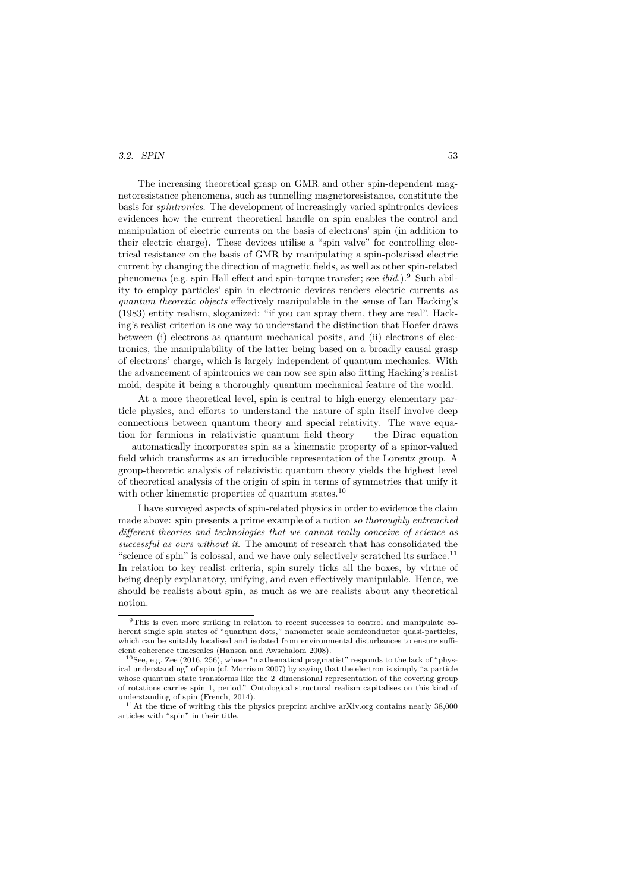The increasing theoretical grasp on GMR and other spin-dependent magnetoresistance phenomena, such as tunnelling magnetoresistance, constitute the basis for *spintronics*. The development of increasingly varied spintronics devices evidences how the current theoretical handle on spin enables the control and manipulation of electric currents on the basis of electrons' spin (in addition to their electric charge). These devices utilise a "spin valve" for controlling electrical resistance on the basis of GMR by manipulating a spin-polarised electric current by changing the direction of magnetic fields, as well as other spin-related phenomena (e.g. spin Hall effect and spin-torque transfer; see *ibid.*).[9] Such ability to employ particles' spin in electronic devices renders electric currents *as quantum theoretic objects* effectively manipulable in the sense of Ian Hacking's (1983) entity realism, sloganized: "if you can spray them, they are real". Hacking's realist criterion is one way to understand the distinction that Hoefer draws between (i) electrons as quantum mechanical posits, and (ii) electrons of electronics, the manipulability of the latter being based on a broadly causal grasp of electrons' charge, which is largely independent of quantum mechanics. With the advancement of spintronics we can now see spin also fitting Hacking's realist mold, despite it being a thoroughly quantum mechanical feature of the world.

At a more theoretical level, spin is central to high-energy elementary particle physics, and efforts to understand the nature of spin itself involve deep connections between quantum theory and special relativity. The wave equation for fermions in relativistic quantum field theory — the Dirac equation — automatically incorporates spin as a kinematic property of a spinor-valued field which transforms as an irreducible representation of the Lorentz group. A group-theoretic analysis of relativistic quantum theory yields the highest level of theoretical analysis of the origin of spin in terms of symmetries that unify it with other kinematic properties of quantum states.[10]

I have surveyed aspects of spin-related physics in order to evidence the claim made above: spin presents a prime example of a notion *so thoroughly entrenched different theories and technologies that we cannot really conceive of science as successful as ours without it*. The amount of research that has consolidated the "science of spin" is colossal, and we have only selectively scratched its surface.[11] In relation to key realist criteria, spin surely ticks all the boxes, by virtue of being deeply explanatory, unifying, and even effectively manipulable. Hence, we should be realists about spin, as much as we are realists about any theoretical notion.

---

[9] This is even more striking in relation to recent successes to control and manipulate coherent single spin states of "quantum dots," nanometer scale semiconductor quasi-particles, which can be suitably localised and isolated from environmental disturbances to ensure sufficient coherence timescales (Hanson and Awschalom 2008).

[10] See, e.g. Zee (2016, 256), whose "mathematical pragmatist" responds to the lack of "physical understanding" of spin (cf. Morrison 2007) by saying that the electron is simply "a particle whose quantum state transforms like the 2–dimensional representation of the covering group of rotations carries spin 1, period." Ontological structural realism capitalises on this kind of understanding of spin (French, 2014).

[11] At the time of writing this the physics preprint archive arXiv.org contains nearly 38,000 articles with "spin" in their title.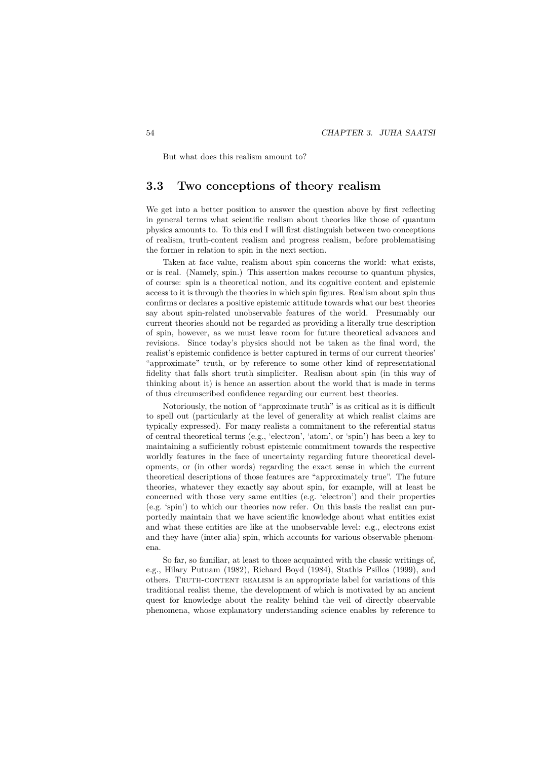But what does this realism amount to?

## 3.3 Two conceptions of theory realism

We get into a better position to answer the question above by first reflecting in general terms what scientific realism about theories like those of quantum physics amounts to. To this end I will first distinguish between two conceptions of realism, truth-content realism and progress realism, before problematising the former in relation to spin in the next section.

Taken at face value, realism about spin concerns the world: what exists, or is real. (Namely, spin.) This assertion makes recourse to quantum physics, of course: spin is a theoretical notion, and its cognitive content and epistemic access to it is through the theories in which spin figures. Realism about spin thus confirms or declares a positive epistemic attitude towards what our best theories say about spin-related unobservable features of the world. Presumably our current theories should not be regarded as providing a literally true description of spin, however, as we must leave room for future theoretical advances and revisions. Since today's physics should not be taken as the final word, the realist's epistemic confidence is better captured in terms of our current theories' "approximate" truth, or by reference to some other kind of representational fidelity that falls short truth simpliciter. Realism about spin (in this way of thinking about it) is hence an assertion about the world that is made in terms of thus circumscribed confidence regarding our current best theories.

Notoriously, the notion of "approximate truth" is as critical as it is difficult to spell out (particularly at the level of generality at which realist claims are typically expressed). For many realists a commitment to the referential status of central theoretical terms (e.g., 'electron', 'atom', or 'spin') has been a key to maintaining a sufficiently robust epistemic commitment towards the respective worldly features in the face of uncertainty regarding future theoretical developments, or (in other words) regarding the exact sense in which the current theoretical descriptions of those features are "approximately true". The future theories, whatever they exactly say about spin, for example, will at least be concerned with those very same entities (e.g. 'electron') and their properties (e.g. 'spin') to which our theories now refer. On this basis the realist can purportedly maintain that we have scientific knowledge about what entities exist and what these entities are like at the unobservable level: e.g., electrons exist and they have (inter alia) spin, which accounts for various observable phenomena.

So far, so familiar, at least to those acquainted with the classic writings of, e.g., Hilary Putnam (1982), Richard Boyd (1984), Stathis Psillos (1999), and others. Truth-content realism is an appropriate label for variations of this traditional realist theme, the development of which is motivated by an ancient quest for knowledge about the reality behind the veil of directly observable phenomena, whose explanatory understanding science enables by reference to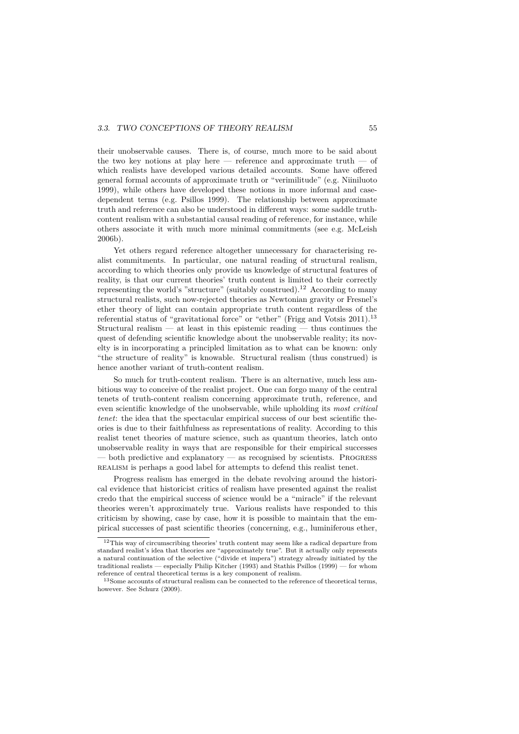their unobservable causes. There is, of course, much more to be said about the two key notions at play here — reference and approximate truth — of which realists have developed various detailed accounts. Some have offered general formal accounts of approximate truth or "verimilitude" (e.g. Niiniluoto 1999), while others have developed these notions in more informal and case-dependent terms (e.g. Psillos 1999). The relationship between approximate truth and reference can also be understood in different ways: some saddle truth-content realism with a substantial causal reading of reference, for instance, while others associate it with much more minimal commitments (see e.g. McLeish 2006b).

Yet others regard reference altogether unnecessary for characterising realist commitments. In particular, one natural reading of structural realism, according to which theories only provide us knowledge of structural features of reality, is that our current theories' truth content is limited to their correctly representing the world's "structure" (suitably construed).[12] According to many structural realists, such now-rejected theories as Newtonian gravity or Fresnel's ether theory of light can contain appropriate truth content regardless of the referential status of "gravitational force" or "ether" (Frigg and Votsis 2011).[13] Structural realism — at least in this epistemic reading — thus continues the quest of defending scientific knowledge about the unobservable reality; its novelty is in incorporating a principled limitation as to what can be known: only "the structure of reality" is knowable. Structural realism (thus construed) is hence another variant of truth-content realism.

So much for truth-content realism. There is an alternative, much less ambitious way to conceive of the realist project. One can forgo many of the central tenets of truth-content realism concerning approximate truth, reference, and even scientific knowledge of the unobservable, while upholding its *most critical tenet*: the idea that the spectacular empirical success of our best scientific theories is due to their faithfulness as representations of reality. According to this realist tenet theories of mature science, such as quantum theories, latch onto unobservable reality in ways that are responsible for their empirical successes — both predictive and explanatory — as recognised by scientists. PROGRESS REALISM is perhaps a good label for attempts to defend this realist tenet.

Progress realism has emerged in the debate revolving around the historical evidence that historicist critics of realism have presented against the realist credo that the empirical success of science would be a "miracle" if the relevant theories weren't approximately true. Various realists have responded to this criticism by showing, case by case, how it is possible to maintain that the empirical successes of past scientific theories (concerning, e.g., luminiferous ether,

[12] This way of circumscribing theories' truth content may seem like a radical departure from standard realist's idea that theories are "approximately true". But it actually only represents a natural continuation of the selective ("divide et impera") strategy already initiated by the traditional realists — especially Philip Kitcher (1993) and Stathis Psillos (1999) — for whom reference of central theoretical terms is a key component of realism.

[13] Some accounts of structural realism can be connected to the reference of theoretical terms, however. See Schurz (2009).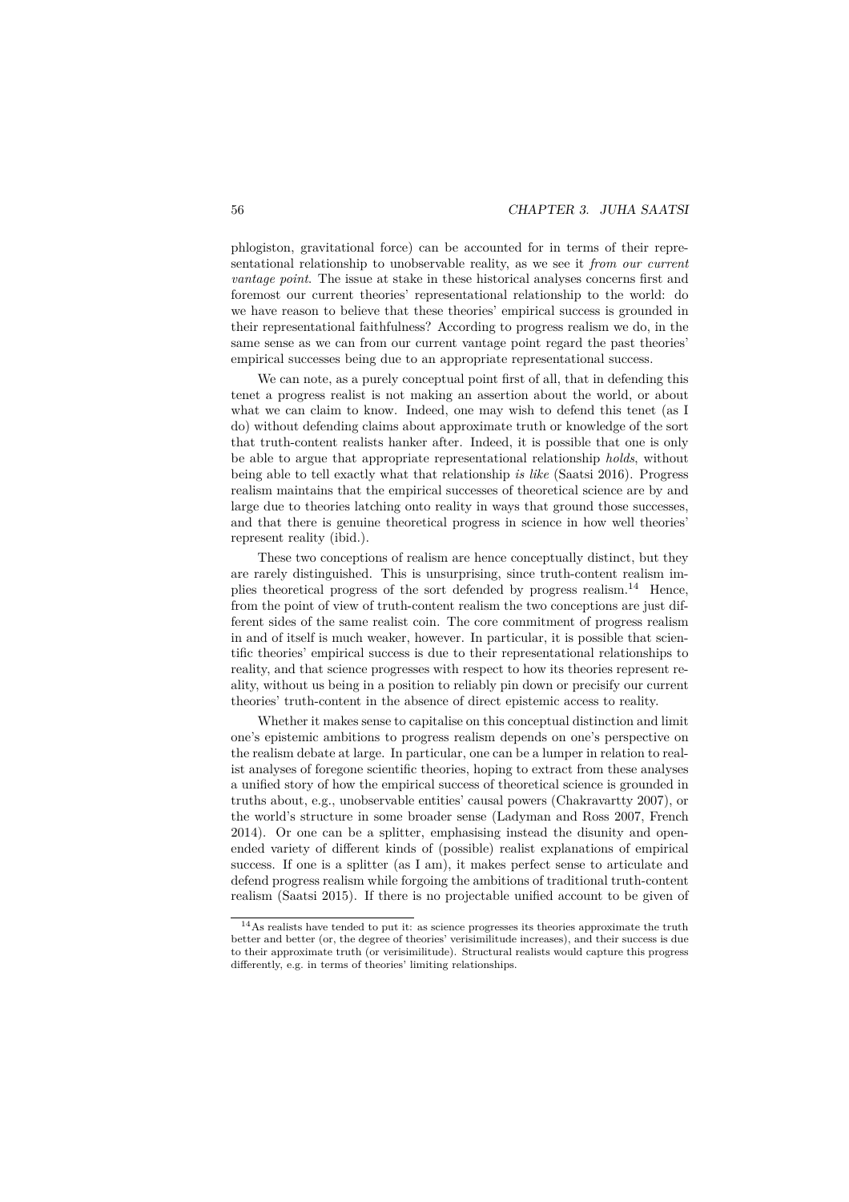phlogiston, gravitational force) can be accounted for in terms of their representational relationship to unobservable reality, as we see it *from our current vantage point*. The issue at stake in these historical analyses concerns first and foremost our current theories' representational relationship to the world: do we have reason to believe that these theories' empirical success is grounded in their representational faithfulness? According to progress realism we do, in the same sense as we can from our current vantage point regard the past theories' empirical successes being due to an appropriate representational success.

We can note, as a purely conceptual point first of all, that in defending this tenet a progress realist is not making an assertion about the world, or about what we can claim to know. Indeed, one may wish to defend this tenet (as I do) without defending claims about approximate truth or knowledge of the sort that truth-content realists hanker after. Indeed, it is possible that one is only be able to argue that appropriate representational relationship *holds*, without being able to tell exactly what that relationship *is like* (Saatsi 2016). Progress realism maintains that the empirical successes of theoretical science are by and large due to theories latching onto reality in ways that ground those successes, and that there is genuine theoretical progress in science in how well theories' represent reality (ibid.).

These two conceptions of realism are hence conceptually distinct, but they are rarely distinguished. This is unsurprising, since truth-content realism implies theoretical progress of the sort defended by progress realism.[14] Hence, from the point of view of truth-content realism the two conceptions are just different sides of the same realist coin. The core commitment of progress realism in and of itself is much weaker, however. In particular, it is possible that scientific theories' empirical success is due to their representational relationships to reality, and that science progresses with respect to how its theories represent reality, without us being in a position to reliably pin down or precisify our current theories' truth-content in the absence of direct epistemic access to reality.

Whether it makes sense to capitalise on this conceptual distinction and limit one's epistemic ambitions to progress realism depends on one's perspective on the realism debate at large. In particular, one can be a lumper in relation to realist analyses of foregone scientific theories, hoping to extract from these analyses a unified story of how the empirical success of theoretical science is grounded in truths about, e.g., unobservable entities' causal powers (Chakravartty 2007), or the world's structure in some broader sense (Ladyman and Ross 2007, French 2014). Or one can be a splitter, emphasising instead the disunity and open-ended variety of different kinds of (possible) realist explanations of empirical success. If one is a splitter (as I am), it makes perfect sense to articulate and defend progress realism while forgoing the ambitions of traditional truth-content realism (Saatsi 2015). If there is no projectable unified account to be given of

[14] As realists have tended to put it: as science progresses its theories approximate the truth better and better (or, the degree of theories' verisimilitude increases), and their success is due to their approximate truth (or verisimilitude). Structural realists would capture this progress differently, e.g. in terms of theories' limiting relationships.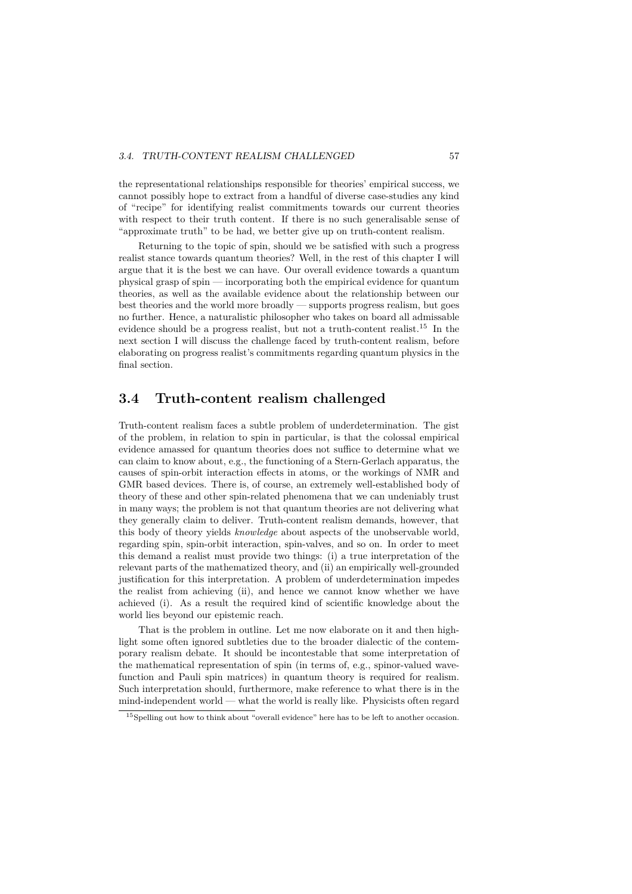the representational relationships responsible for theories' empirical success, we cannot possibly hope to extract from a handful of diverse case-studies any kind of "recipe" for identifying realist commitments towards our current theories with respect to their truth content. If there is no such generalisable sense of "approximate truth" to be had, we better give up on truth-content realism.

Returning to the topic of spin, should we be satisfied with such a progress realist stance towards quantum theories? Well, in the rest of this chapter I will argue that it is the best we can have. Our overall evidence towards a quantum physical grasp of spin — incorporating both the empirical evidence for quantum theories, as well as the available evidence about the relationship between our best theories and the world more broadly — supports progress realism, but goes no further. Hence, a naturalistic philosopher who takes on board all admissable evidence should be a progress realist, but not a truth-content realist.[15] In the next section I will discuss the challenge faced by truth-content realism, before elaborating on progress realist's commitments regarding quantum physics in the final section.

## 3.4 Truth-content realism challenged

Truth-content realism faces a subtle problem of underdetermination. The gist of the problem, in relation to spin in particular, is that the colossal empirical evidence amassed for quantum theories does not suffice to determine what we can claim to know about, e.g., the functioning of a Stern-Gerlach apparatus, the causes of spin-orbit interaction effects in atoms, or the workings of NMR and GMR based devices. There is, of course, an extremely well-established body of theory of these and other spin-related phenomena that we can undeniably trust in many ways; the problem is not that quantum theories are not delivering what they generally claim to deliver. Truth-content realism demands, however, that this body of theory yields *knowledge* about aspects of the unobservable world, regarding spin, spin-orbit interaction, spin-valves, and so on. In order to meet this demand a realist must provide two things: (i) a true interpretation of the relevant parts of the mathematized theory, and (ii) an empirically well-grounded justification for this interpretation. A problem of underdetermination impedes the realist from achieving (ii), and hence we cannot know whether we have achieved (i). As a result the required kind of scientific knowledge about the world lies beyond our epistemic reach.

That is the problem in outline. Let me now elaborate on it and then highlight some often ignored subtleties due to the broader dialectic of the contemporary realism debate. It should be incontestable that some interpretation of the mathematical representation of spin (in terms of, e.g., spinor-valued wavefunction and Pauli spin matrices) in quantum theory is required for realism. Such interpretation should, furthermore, make reference to what there is in the mind-independent world — what the world is really like. Physicists often regard

[15] Spelling out how to think about "overall evidence" here has to be left to another occasion.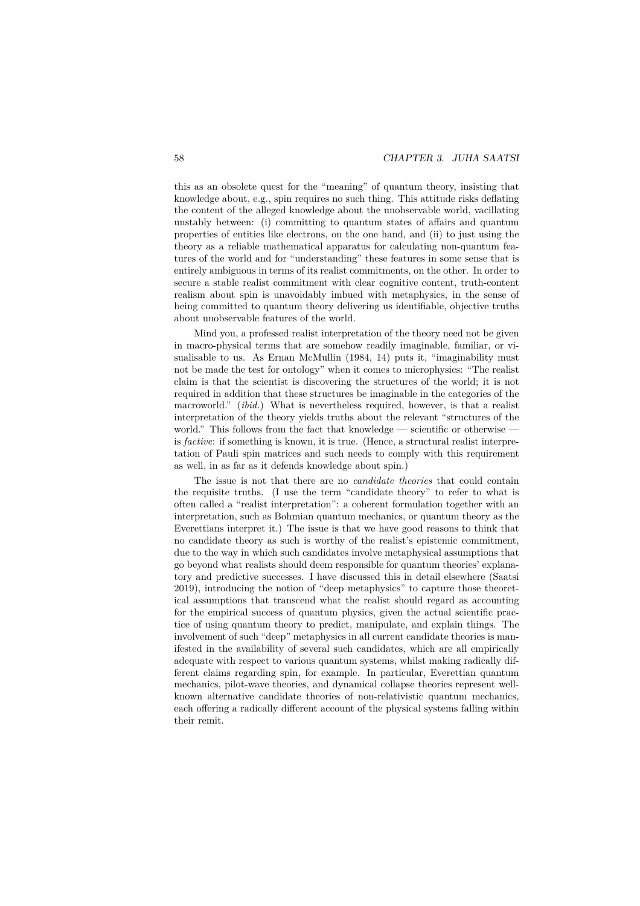this as an obsolete quest for the "meaning" of quantum theory, insisting that knowledge about, e.g., spin requires no such thing. This attitude risks deflating the content of the alleged knowledge about the unobservable world, vacillating unstably between: (i) committing to quantum states of affairs and quantum properties of entities like electrons, on the one hand, and (ii) to just using the theory as a reliable mathematical apparatus for calculating non-quantum features of the world and for "understanding" these features in some sense that is entirely ambiguous in terms of its realist commitments, on the other. In order to secure a stable realist commitment with clear cognitive content, truth-content realism about spin is unavoidably imbued with metaphysics, in the sense of being committed to quantum theory delivering us identifiable, objective truths about unobservable features of the world.

Mind you, a professed realist interpretation of the theory need not be given in macro-physical terms that are somehow readily imaginable, familiar, or visualisable to us. As Ernan McMullin (1984, 14) puts it, "imaginability must not be made the test for ontology" when it comes to microphysics: "The realist claim is that the scientist is discovering the structures of the world; it is not required in addition that these structures be imaginable in the categories of the macroworld." (*ibid.*) What is nevertheless required, however, is that a realist interpretation of the theory yields truths about the relevant "structures of the world." This follows from the fact that knowledge — scientific or otherwise — is *factive*: if something is known, it is true. (Hence, a structural realist interpretation of Pauli spin matrices and such needs to comply with this requirement as well, in as far as it defends knowledge about spin.)

The issue is not that there are no *candidate theories* that could contain the requisite truths. (I use the term "candidate theory" to refer to what is often called a "realist interpretation": a coherent formulation together with an interpretation, such as Bohmian quantum mechanics, or quantum theory as the Everettians interpret it.) The issue is that we have good reasons to think that no candidate theory as such is worthy of the realist's epistemic commitment, due to the way in which such candidates involve metaphysical assumptions that go beyond what realists should deem responsible for quantum theories' explanatory and predictive successes. I have discussed this in detail elsewhere (Saatsi 2019), introducing the notion of "deep metaphysics" to capture those theoretical assumptions that transcend what the realist should regard as accounting for the empirical success of quantum physics, given the actual scientific practice of using quantum theory to predict, manipulate, and explain things. The involvement of such "deep" metaphysics in all current candidate theories is manifested in the availability of several such candidates, which are all empirically adequate with respect to various quantum systems, whilst making radically different claims regarding spin, for example. In particular, Everettian quantum mechanics, pilot-wave theories, and dynamical collapse theories represent well-known alternative candidate theories of non-relativistic quantum mechanics, each offering a radically different account of the physical systems falling within their remit.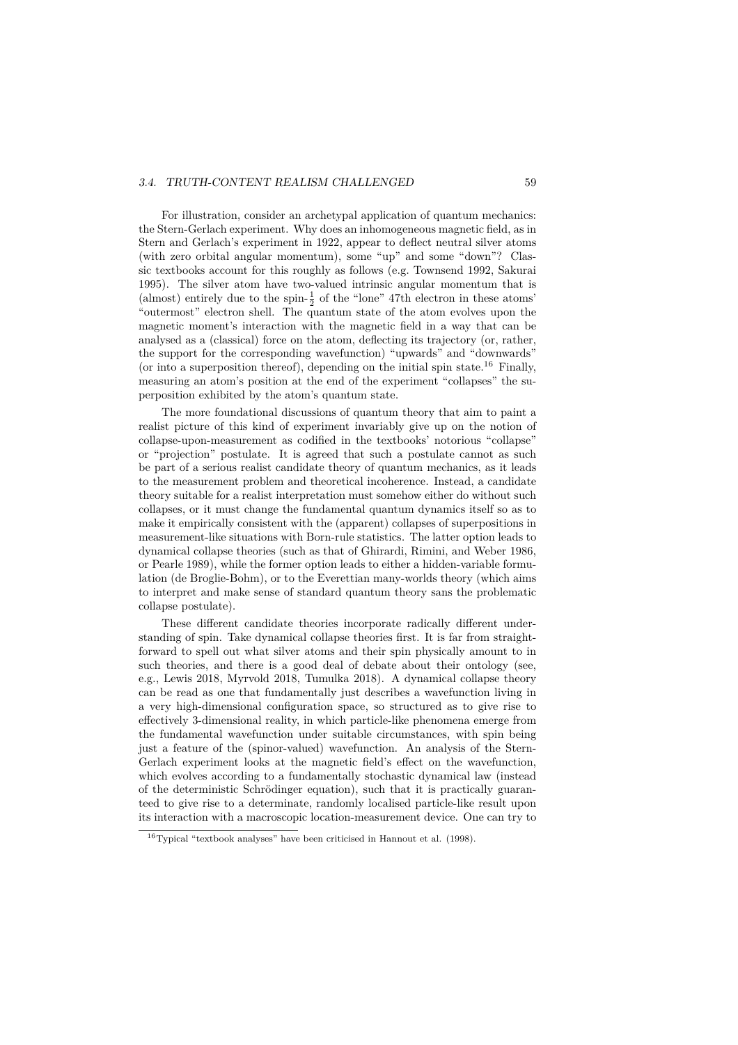For illustration, consider an archetypal application of quantum mechanics: the Stern-Gerlach experiment. Why does an inhomogeneous magnetic field, as in Stern and Gerlach's experiment in 1922, appear to deflect neutral silver atoms (with zero orbital angular momentum), some "up" and some "down"? Classic textbooks account for this roughly as follows (e.g. Townsend 1992, Sakurai 1995). The silver atom have two-valued intrinsic angular momentum that is (almost) entirely due to the spin-$\frac{1}{2}$ of the "lone" 47th electron in these atoms' "outermost" electron shell. The quantum state of the atom evolves upon the magnetic moment's interaction with the magnetic field in a way that can be analysed as a (classical) force on the atom, deflecting its trajectory (or, rather, the support for the corresponding wavefunction) "upwards" and "downwards" (or into a superposition thereof), depending on the initial spin state.[16] Finally, measuring an atom's position at the end of the experiment "collapses" the superposition exhibited by the atom's quantum state.

The more foundational discussions of quantum theory that aim to paint a realist picture of this kind of experiment invariably give up on the notion of collapse-upon-measurement as codified in the textbooks' notorious "collapse" or "projection" postulate. It is agreed that such a postulate cannot as such be part of a serious realist candidate theory of quantum mechanics, as it leads to the measurement problem and theoretical incoherence. Instead, a candidate theory suitable for a realist interpretation must somehow either do without such collapses, or it must change the fundamental quantum dynamics itself so as to make it empirically consistent with the (apparent) collapses of superpositions in measurement-like situations with Born-rule statistics. The latter option leads to dynamical collapse theories (such as that of Ghirardi, Rimini, and Weber 1986, or Pearle 1989), while the former option leads to either a hidden-variable formulation (de Broglie-Bohm), or to the Everettian many-worlds theory (which aims to interpret and make sense of standard quantum theory sans the problematic collapse postulate).

These different candidate theories incorporate radically different understanding of spin. Take dynamical collapse theories first. It is far from straightforward to spell out what silver atoms and their spin physically amount to in such theories, and there is a good deal of debate about their ontology (see, e.g., Lewis 2018, Myrvold 2018, Tumulka 2018). A dynamical collapse theory can be read as one that fundamentally just describes a wavefunction living in a very high-dimensional configuration space, so structured as to give rise to effectively 3-dimensional reality, in which particle-like phenomena emerge from the fundamental wavefunction under suitable circumstances, with spin being just a feature of the (spinor-valued) wavefunction. An analysis of the Stern-Gerlach experiment looks at the magnetic field's effect on the wavefunction, which evolves according to a fundamentally stochastic dynamical law (instead of the deterministic Schrödinger equation), such that it is practically guaranteed to give rise to a determinate, randomly localised particle-like result upon its interaction with a macroscopic location-measurement device. One can try to

[16] Typical "textbook analyses" have been criticised in Hannout et al. (1998).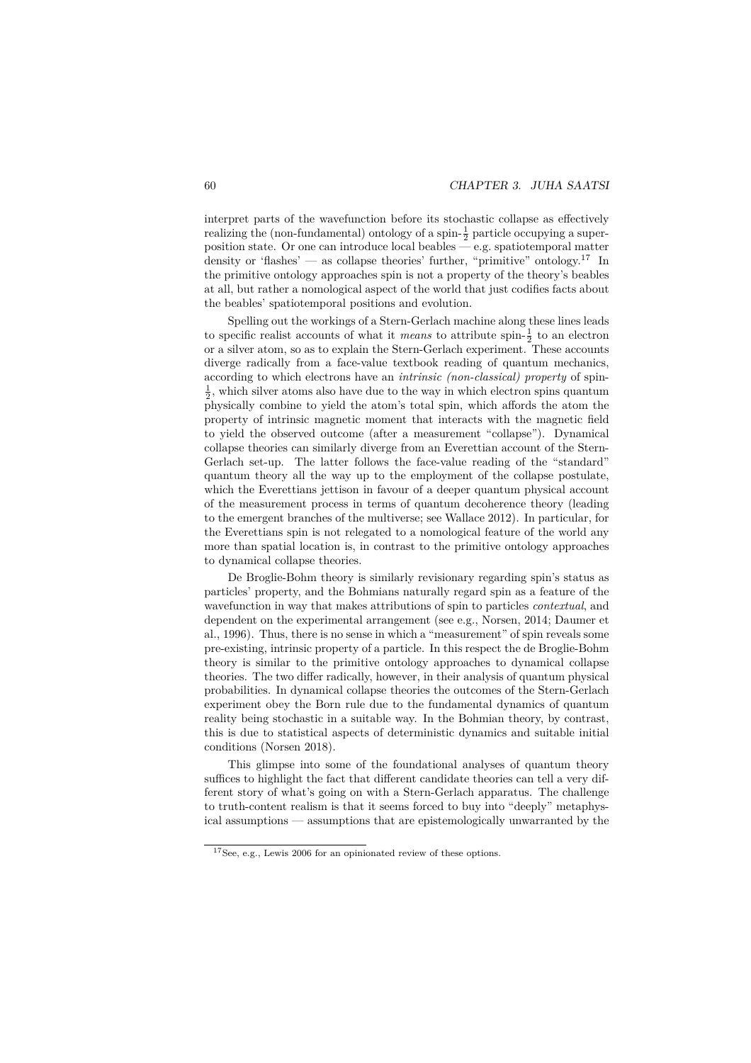interpret parts of the wavefunction before its stochastic collapse as effectively realizing the (non-fundamental) ontology of a spin-$\frac{1}{2}$ particle occupying a superposition state. Or one can introduce local beables — e.g. spatiotemporal matter density or 'flashes' — as collapse theories' further, "primitive" ontology.[17] In the primitive ontology approaches spin is not a property of the theory's beables at all, but rather a nomological aspect of the world that just codifies facts about the beables' spatiotemporal positions and evolution.

Spelling out the workings of a Stern-Gerlach machine along these lines leads to specific realist accounts of what it *means* to attribute spin-$\frac{1}{2}$ to an electron or a silver atom, so as to explain the Stern-Gerlach experiment. These accounts diverge radically from a face-value textbook reading of quantum mechanics, according to which electrons have an *intrinsic (non-classical) property* of spin-$\frac{1}{2}$, which silver atoms also have due to the way in which electron spins quantum physically combine to yield the atom's total spin, which affords the atom the property of intrinsic magnetic moment that interacts with the magnetic field to yield the observed outcome (after a measurement "collapse"). Dynamical collapse theories can similarly diverge from an Everettian account of the Stern-Gerlach set-up. The latter follows the face-value reading of the "standard" quantum theory all the way up to the employment of the collapse postulate, which the Everettians jettison in favour of a deeper quantum physical account of the measurement process in terms of quantum decoherence theory (leading to the emergent branches of the multiverse; see Wallace 2012). In particular, for the Everettians spin is not relegated to a nomological feature of the world any more than spatial location is, in contrast to the primitive ontology approaches to dynamical collapse theories.

De Broglie-Bohm theory is similarly revisionary regarding spin's status as particles' property, and the Bohmians naturally regard spin as a feature of the wavefunction in way that makes attributions of spin to particles *contextual*, and dependent on the experimental arrangement (see e.g., Norsen, 2014; Daumer et al., 1996). Thus, there is no sense in which a "measurement" of spin reveals some pre-existing, intrinsic property of a particle. In this respect the de Broglie-Bohm theory is similar to the primitive ontology approaches to dynamical collapse theories. The two differ radically, however, in their analysis of quantum physical probabilities. In dynamical collapse theories the outcomes of the Stern-Gerlach experiment obey the Born rule due to the fundamental dynamics of quantum reality being stochastic in a suitable way. In the Bohmian theory, by contrast, this is due to statistical aspects of deterministic dynamics and suitable initial conditions (Norsen 2018).

This glimpse into some of the foundational analyses of quantum theory suffices to highlight the fact that different candidate theories can tell a very different story of what's going on with a Stern-Gerlach apparatus. The challenge to truth-content realism is that it seems forced to buy into "deeply" metaphysical assumptions — assumptions that are epistemologically unwarranted by the

[17] See, e.g., Lewis 2006 for an opinionated review of these options.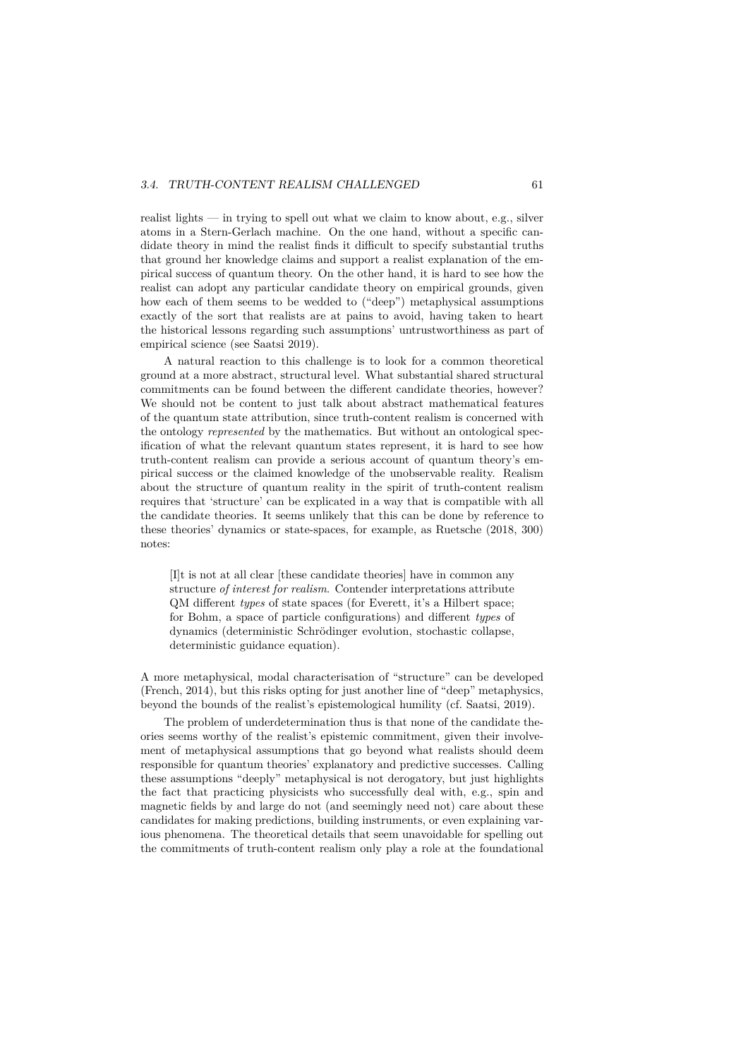realist lights — in trying to spell out what we claim to know about, e.g., silver atoms in a Stern-Gerlach machine. On the one hand, without a specific candidate theory in mind the realist finds it difficult to specify substantial truths that ground her knowledge claims and support a realist explanation of the empirical success of quantum theory. On the other hand, it is hard to see how the realist can adopt any particular candidate theory on empirical grounds, given how each of them seems to be wedded to ("deep") metaphysical assumptions exactly of the sort that realists are at pains to avoid, having taken to heart the historical lessons regarding such assumptions' untrustworthiness as part of empirical science (see Saatsi 2019).

A natural reaction to this challenge is to look for a common theoretical ground at a more abstract, structural level. What substantial shared structural commitments can be found between the different candidate theories, however? We should not be content to just talk about abstract mathematical features of the quantum state attribution, since truth-content realism is concerned with the ontology *represented* by the mathematics. But without an ontological specification of what the relevant quantum states represent, it is hard to see how truth-content realism can provide a serious account of quantum theory's empirical success or the claimed knowledge of the unobservable reality. Realism about the structure of quantum reality in the spirit of truth-content realism requires that 'structure' can be explicated in a way that is compatible with all the candidate theories. It seems unlikely that this can be done by reference to these theories' dynamics or state-spaces, for example, as Ruetsche (2018, 300) notes:

> [I]t is not at all clear [these candidate theories] have in common any structure *of interest for realism*. Contender interpretations attribute QM different *types* of state spaces (for Everett, it's a Hilbert space; for Bohm, a space of particle configurations) and different *types* of dynamics (deterministic Schrödinger evolution, stochastic collapse, deterministic guidance equation).

A more metaphysical, modal characterisation of "structure" can be developed (French, 2014), but this risks opting for just another line of "deep" metaphysics, beyond the bounds of the realist's epistemological humility (cf. Saatsi, 2019).

The problem of underdetermination thus is that none of the candidate theories seems worthy of the realist's epistemic commitment, given their involvement of metaphysical assumptions that go beyond what realists should deem responsible for quantum theories' explanatory and predictive successes. Calling these assumptions "deeply" metaphysical is not derogatory, but just highlights the fact that practicing physicists who successfully deal with, e.g., spin and magnetic fields by and large do not (and seemingly need not) care about these candidates for making predictions, building instruments, or even explaining various phenomena. The theoretical details that seem unavoidable for spelling out the commitments of truth-content realism only play a role at the foundational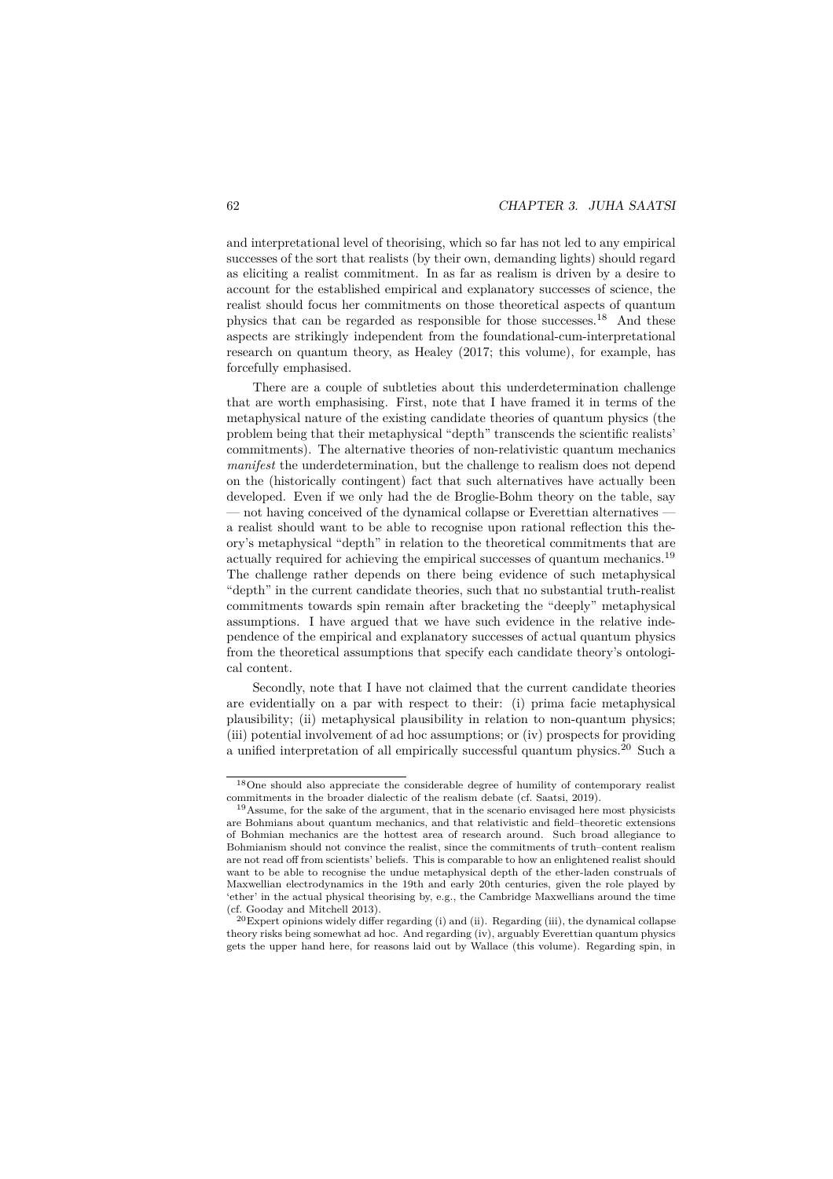and interpretational level of theorising, which so far has not led to any empirical successes of the sort that realists (by their own, demanding lights) should regard as eliciting a realist commitment. In as far as realism is driven by a desire to account for the established empirical and explanatory successes of science, the realist should focus her commitments on those theoretical aspects of quantum physics that can be regarded as responsible for those successes.[18] And these aspects are strikingly independent from the foundational-cum-interpretational research on quantum theory, as Healey (2017; this volume), for example, has forcefully emphasised.

There are a couple of subtleties about this underdetermination challenge that are worth emphasising. First, note that I have framed it in terms of the metaphysical nature of the existing candidate theories of quantum physics (the problem being that their metaphysical "depth" transcends the scientific realists' commitments). The alternative theories of non-relativistic quantum mechanics *manifest* the underdetermination, but the challenge to realism does not depend on the (historically contingent) fact that such alternatives have actually been developed. Even if we only had the de Broglie-Bohm theory on the table, say — not having conceived of the dynamical collapse or Everettian alternatives — a realist should want to be able to recognise upon rational reflection this theory's metaphysical "depth" in relation to the theoretical commitments that are actually required for achieving the empirical successes of quantum mechanics.[19] The challenge rather depends on there being evidence of such metaphysical "depth" in the current candidate theories, such that no substantial truth-realist commitments towards spin remain after bracketing the "deeply" metaphysical assumptions. I have argued that we have such evidence in the relative independence of the empirical and explanatory successes of actual quantum physics from the theoretical assumptions that specify each candidate theory's ontological content.

Secondly, note that I have not claimed that the current candidate theories are evidentially on a par with respect to their: (i) prima facie metaphysical plausibility; (ii) metaphysical plausibility in relation to non-quantum physics; (iii) potential involvement of ad hoc assumptions; or (iv) prospects for providing a unified interpretation of all empirically successful quantum physics.[20] Such a

---

[18] One should also appreciate the considerable degree of humility of contemporary realist commitments in the broader dialectic of the realism debate (cf. Saatsi, 2019).

[19] Assume, for the sake of the argument, that in the scenario envisaged here most physicists are Bohmians about quantum mechanics, and that relativistic and field–theoretic extensions of Bohmian mechanics are the hottest area of research around. Such broad allegiance to Bohmianism should not convince the realist, since the commitments of truth–content realism are not read off from scientists' beliefs. This is comparable to how an enlightened realist should want to be able to recognise the undue metaphysical depth of the ether-laden construals of Maxwellian electrodynamics in the 19th and early 20th centuries, given the role played by 'ether' in the actual physical theorising by, e.g., the Cambridge Maxwellians around the time (cf. Gooday and Mitchell 2013).

[20] Expert opinions widely differ regarding (i) and (ii). Regarding (iii), the dynamical collapse theory risks being somewhat ad hoc. And regarding (iv), arguably Everettian quantum physics gets the upper hand here, for reasons laid out by Wallace (this volume). Regarding spin, in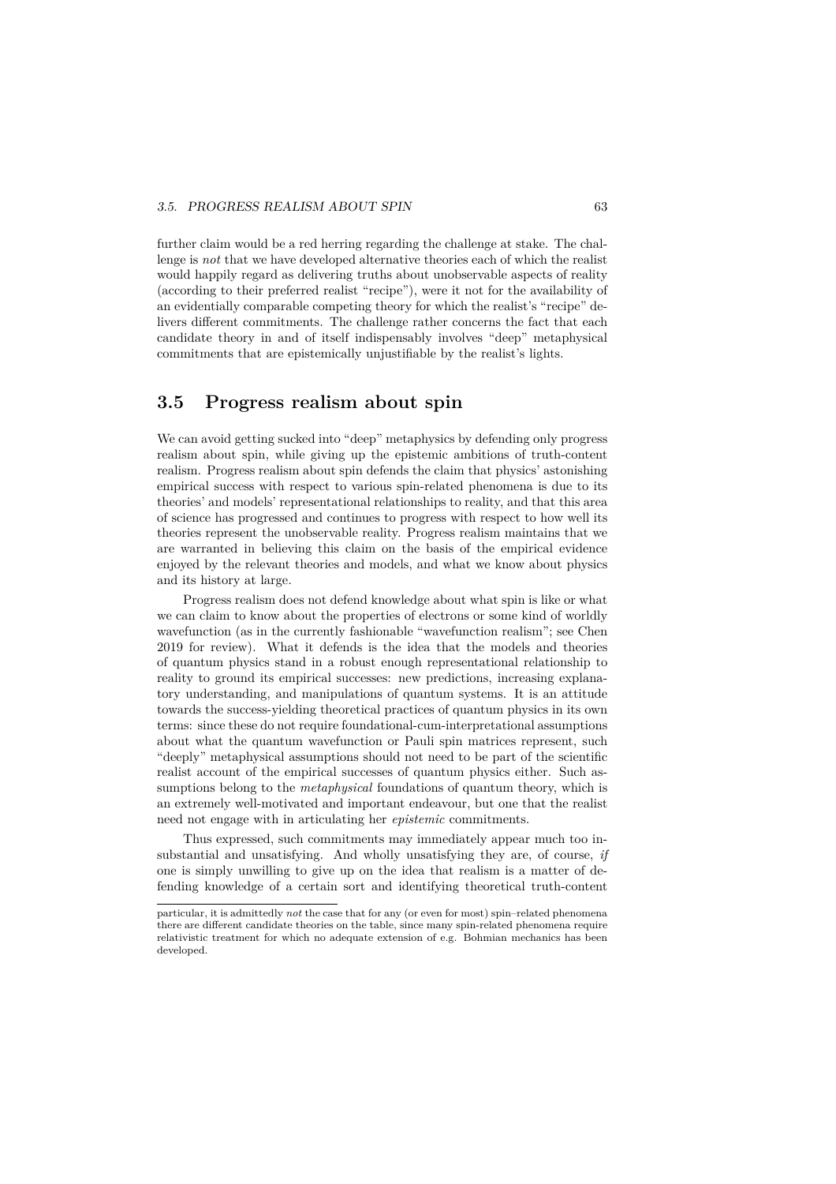further claim would be a red herring regarding the challenge at stake. The challenge is *not* that we have developed alternative theories each of which the realist would happily regard as delivering truths about unobservable aspects of reality (according to their preferred realist "recipe"), were it not for the availability of an evidentially comparable competing theory for which the realist's "recipe" delivers different commitments. The challenge rather concerns the fact that each candidate theory in and of itself indispensably involves "deep" metaphysical commitments that are epistemically unjustifiable by the realist's lights.

## 3.5 Progress realism about spin

We can avoid getting sucked into "deep" metaphysics by defending only progress realism about spin, while giving up the epistemic ambitions of truth-content realism. Progress realism about spin defends the claim that physics' astonishing empirical success with respect to various spin-related phenomena is due to its theories' and models' representational relationships to reality, and that this area of science has progressed and continues to progress with respect to how well its theories represent the unobservable reality. Progress realism maintains that we are warranted in believing this claim on the basis of the empirical evidence enjoyed by the relevant theories and models, and what we know about physics and its history at large.

Progress realism does not defend knowledge about what spin is like or what we can claim to know about the properties of electrons or some kind of worldly wavefunction (as in the currently fashionable "wavefunction realism"; see Chen 2019 for review). What it defends is the idea that the models and theories of quantum physics stand in a robust enough representational relationship to reality to ground its empirical successes: new predictions, increasing explanatory understanding, and manipulations of quantum systems. It is an attitude towards the success-yielding theoretical practices of quantum physics in its own terms: since these do not require foundational-cum-interpretational assumptions about what the quantum wavefunction or Pauli spin matrices represent, such "deeply" metaphysical assumptions should not need to be part of the scientific realist account of the empirical successes of quantum physics either. Such assumptions belong to the *metaphysical* foundations of quantum theory, which is an extremely well-motivated and important endeavour, but one that the realist need not engage with in articulating her *epistemic* commitments.

Thus expressed, such commitments may immediately appear much too insubstantial and unsatisfying. And wholly unsatisfying they are, of course, *if* one is simply unwilling to give up on the idea that realism is a matter of defending knowledge of a certain sort and identifying theoretical truth-content

particular, it is admittedly *not* the case that for any (or even for most) spin–related phenomena there are different candidate theories on the table, since many spin-related phenomena require relativistic treatment for which no adequate extension of e.g. Bohmian mechanics has been developed.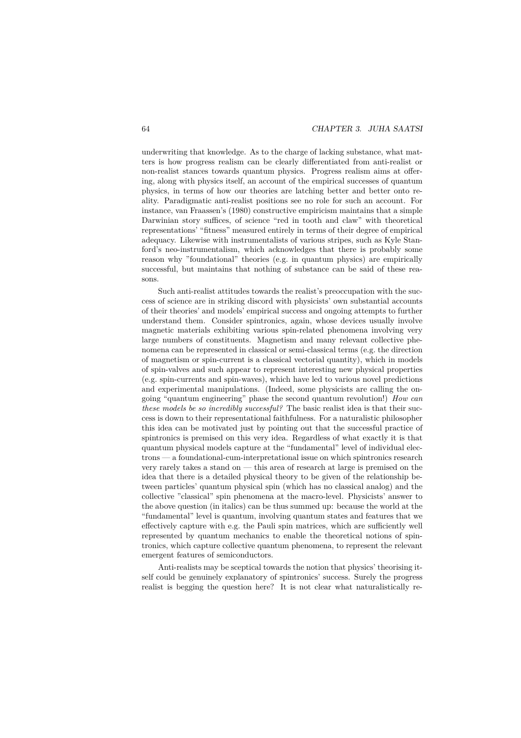underwriting that knowledge. As to the charge of lacking substance, what matters is how progress realism can be clearly differentiated from anti-realist or non-realist stances towards quantum physics. Progress realism aims at offering, along with physics itself, an account of the empirical successes of quantum physics, in terms of how our theories are latching better and better onto reality. Paradigmatic anti-realist positions see no role for such an account. For instance, van Fraassen's (1980) constructive empiricism maintains that a simple Darwinian story suffices, of science "red in tooth and claw" with theoretical representations' "fitness" measured entirely in terms of their degree of empirical adequacy. Likewise with instrumentalists of various stripes, such as Kyle Stanford's neo-instrumentalism, which acknowledges that there is probably some reason why "foundational" theories (e.g. in quantum physics) are empirically successful, but maintains that nothing of substance can be said of these reasons.

Such anti-realist attitudes towards the realist's preoccupation with the success of science are in striking discord with physicists' own substantial accounts of their theories' and models' empirical success and ongoing attempts to further understand them. Consider spintronics, again, whose devices usually involve magnetic materials exhibiting various spin-related phenomena involving very large numbers of constituents. Magnetism and many relevant collective phenomena can be represented in classical or semi-classical terms (e.g. the direction of magnetism or spin-current is a classical vectorial quantity), which in models of spin-valves and such appear to represent interesting new physical properties (e.g. spin-currents and spin-waves), which have led to various novel predictions and experimental manipulations. (Indeed, some physicists are calling the ongoing "quantum engineering" phase the second quantum revolution!) *How can these models be so incredibly successful?* The basic realist idea is that their success is down to their representational faithfulness. For a naturalistic philosopher this idea can be motivated just by pointing out that the successful practice of spintronics is premised on this very idea. Regardless of what exactly it is that quantum physical models capture at the "fundamental" level of individual electrons — a foundational-cum-interpretational issue on which spintronics research very rarely takes a stand on — this area of research at large is premised on the idea that there is a detailed physical theory to be given of the relationship between particles' quantum physical spin (which has no classical analog) and the collective "classical" spin phenomena at the macro-level. Physicists' answer to the above question (in italics) can be thus summed up: because the world at the "fundamental" level is quantum, involving quantum states and features that we effectively capture with e.g. the Pauli spin matrices, which are sufficiently well represented by quantum mechanics to enable the theoretical notions of spintronics, which capture collective quantum phenomena, to represent the relevant emergent features of semiconductors.

Anti-realists may be sceptical towards the notion that physics' theorising itself could be genuinely explanatory of spintronics' success. Surely the progress realist is begging the question here? It is not clear what naturalistically re-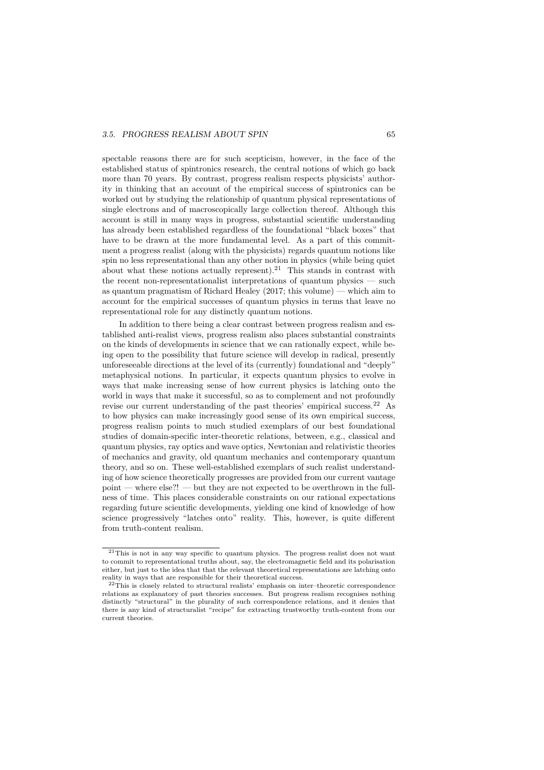spectable reasons there are for such scepticism, however, in the face of the established status of spintronics research, the central notions of which go back more than 70 years. By contrast, progress realism respects physicists' authority in thinking that an account of the empirical success of spintronics can be worked out by studying the relationship of quantum physical representations of single electrons and of macroscopically large collection thereof. Although this account is still in many ways in progress, substantial scientific understanding has already been established regardless of the foundational "black boxes" that have to be drawn at the more fundamental level. As a part of this commitment a progress realist (along with the physicists) regards quantum notions like spin no less representational than any other notion in physics (while being quiet about what these notions actually represent).[21] This stands in contrast with the recent non-representationalist interpretations of quantum physics — such as quantum pragmatism of Richard Healey (2017; this volume) — which aim to account for the empirical successes of quantum physics in terms that leave no representational role for any distinctly quantum notions.

In addition to there being a clear contrast between progress realism and established anti-realist views, progress realism also places substantial constraints on the kinds of developments in science that we can rationally expect, while being open to the possibility that future science will develop in radical, presently unforeseeable directions at the level of its (currently) foundational and "deeply" metaphysical notions. In particular, it expects quantum physics to evolve in ways that make increasing sense of how current physics is latching onto the world in ways that make it successful, so as to complement and not profoundly revise our current understanding of the past theories' empirical success.[22] As to how physics can make increasingly good sense of its own empirical success, progress realism points to much studied exemplars of our best foundational studies of domain-specific inter-theoretic relations, between, e.g., classical and quantum physics, ray optics and wave optics, Newtonian and relativistic theories of mechanics and gravity, old quantum mechanics and contemporary quantum theory, and so on. These well-established exemplars of such realist understanding of how science theoretically progresses are provided from our current vantage point — where else?! — but they are not expected to be overthrown in the fullness of time. This places considerable constraints on our rational expectations regarding future scientific developments, yielding one kind of knowledge of how science progressively "latches onto" reality. This, however, is quite different from truth-content realism.

---

[21] This is not in any way specific to quantum physics. The progress realist does not want to commit to representational truths about, say, the electromagnetic field and its polarisation either, but just to the idea that that the relevant theoretical representations are latching onto reality in ways that are responsible for their theoretical success.

[22] This is closely related to structural realists' emphasis on inter–theoretic correspondence relations as explanatory of past theories successes. But progress realism recognises nothing distinctly "structural" in the plurality of such correspondence relations, and it denies that there is any kind of structuralist "recipe" for extracting trustworthy truth-content from our current theories.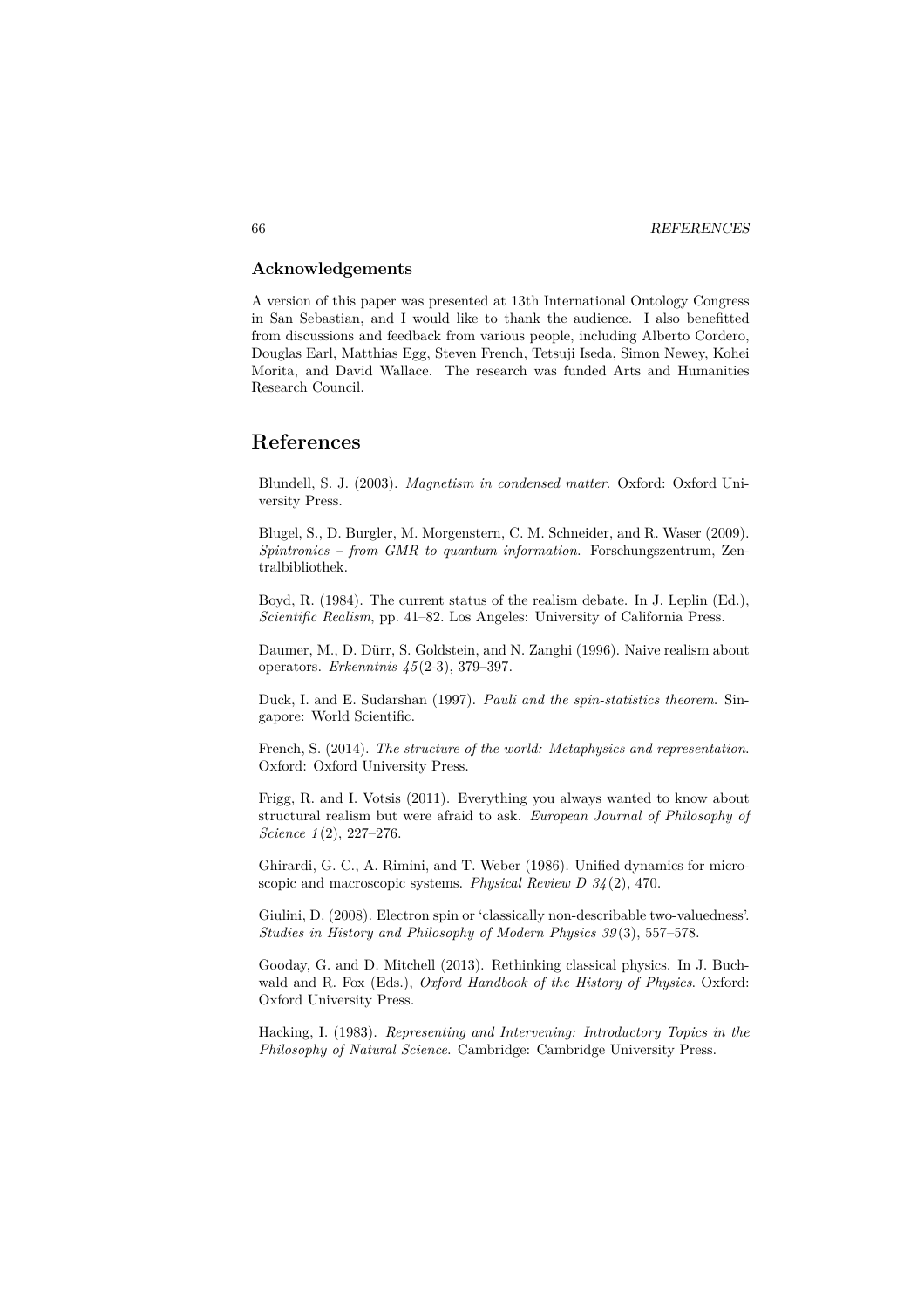### Acknowledgements

A version of this paper was presented at 13th International Ontology Congress in San Sebastian, and I would like to thank the audience. I also benefitted from discussions and feedback from various people, including Alberto Cordero, Douglas Earl, Matthias Egg, Steven French, Tetsuji Iseda, Simon Newey, Kohei Morita, and David Wallace. The research was funded Arts and Humanities Research Council.

## References

Blundell, S. J. (2003). *Magnetism in condensed matter*. Oxford: Oxford University Press.

Blugel, S., D. Burgler, M. Morgenstern, C. M. Schneider, and R. Waser (2009). *Spintronics – from GMR to quantum information*. Forschungszentrum, Zentralbibliothek.

Boyd, R. (1984). The current status of the realism debate. In J. Leplin (Ed.), *Scientific Realism*, pp. 41–82. Los Angeles: University of California Press.

Daumer, M., D. Dürr, S. Goldstein, and N. Zanghi (1996). Naive realism about operators. *Erkenntnis 45*(2-3), 379–397.

Duck, I. and E. Sudarshan (1997). *Pauli and the spin-statistics theorem*. Singapore: World Scientific.

French, S. (2014). *The structure of the world: Metaphysics and representation*. Oxford: Oxford University Press.

Frigg, R. and I. Votsis (2011). Everything you always wanted to know about structural realism but were afraid to ask. *European Journal of Philosophy of Science 1*(2), 227–276.

Ghirardi, G. C., A. Rimini, and T. Weber (1986). Unified dynamics for microscopic and macroscopic systems. *Physical Review D 34*(2), 470.

Giulini, D. (2008). Electron spin or 'classically non-describable two-valuedness'. *Studies in History and Philosophy of Modern Physics 39*(3), 557–578.

Gooday, G. and D. Mitchell (2013). Rethinking classical physics. In J. Buchwald and R. Fox (Eds.), *Oxford Handbook of the History of Physics*. Oxford: Oxford University Press.

Hacking, I. (1983). *Representing and Intervening: Introductory Topics in the Philosophy of Natural Science*. Cambridge: Cambridge University Press.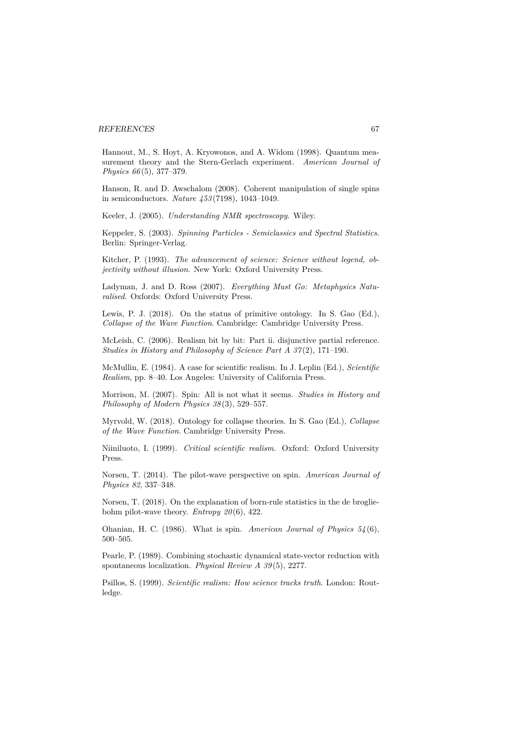Hannout, M., S. Hoyt, A. Kryowonos, and A. Widom (1998). Quantum measurement theory and the Stern-Gerlach experiment. *American Journal of Physics 66*(5), 377–379.

Hanson, R. and D. Awschalom (2008). Coherent manipulation of single spins in semiconductors. *Nature 453*(7198), 1043–1049.

Keeler, J. (2005). *Understanding NMR spectroscopy*. Wiley.

Keppeler, S. (2003). *Spinning Particles - Semiclassics and Spectral Statistics*. Berlin: Springer-Verlag.

Kitcher, P. (1993). *The advancement of science: Science without legend, objectivity without illusion*. New York: Oxford University Press.

Ladyman, J. and D. Ross (2007). *Everything Must Go: Metaphysics Naturalised*. Oxfords: Oxford University Press.

Lewis, P. J. (2018). On the status of primitive ontology. In S. Gao (Ed.), *Collapse of the Wave Function*. Cambridge: Cambridge University Press.

McLeish, C. (2006). Realism bit by bit: Part ii. disjunctive partial reference. *Studies in History and Philosophy of Science Part A 37*(2), 171–190.

McMullin, E. (1984). A case for scientific realism. In J. Leplin (Ed.), *Scientific Realism*, pp. 8–40. Los Angeles: University of California Press.

Morrison, M. (2007). Spin: All is not what it seems. *Studies in History and Philosophy of Modern Physics 38*(3), 529–557.

Myrvold, W. (2018). Ontology for collapse theories. In S. Gao (Ed.), *Collapse of the Wave Function*. Cambridge University Press.

Niiniluoto, I. (1999). *Critical scientific realism*. Oxford: Oxford University Press.

Norsen, T. (2014). The pilot-wave perspective on spin. *American Journal of Physics 82*, 337–348.

Norsen, T. (2018). On the explanation of born-rule statistics in the de broglie-bohm pilot-wave theory. *Entropy 20*(6), 422.

Ohanian, H. C. (1986). What is spin. *American Journal of Physics 54*(6), 500–505.

Pearle, P. (1989). Combining stochastic dynamical state-vector reduction with spontaneous localization. *Physical Review A 39*(5), 2277.

Psillos, S. (1999). *Scientific realism: How science tracks truth*. London: Routledge.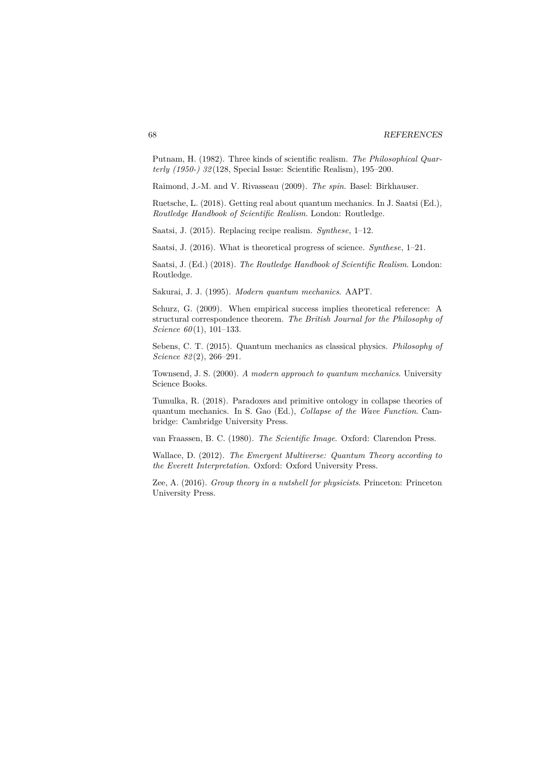Putnam, H. (1982). Three kinds of scientific realism. *The Philosophical Quarterly (1950-) 32*(128, Special Issue: Scientific Realism), 195–200.

Raimond, J.-M. and V. Rivasseau (2009). *The spin*. Basel: Birkhauser.

Ruetsche, L. (2018). Getting real about quantum mechanics. In J. Saatsi (Ed.), *Routledge Handbook of Scientific Realism*. London: Routledge.

Saatsi, J. (2015). Replacing recipe realism. *Synthese*, 1–12.

Saatsi, J. (2016). What is theoretical progress of science. *Synthese*, 1–21.

Saatsi, J. (Ed.) (2018). *The Routledge Handbook of Scientific Realism*. London: Routledge.

Sakurai, J. J. (1995). *Modern quantum mechanics*. AAPT.

Schurz, G. (2009). When empirical success implies theoretical reference: A structural correspondence theorem. *The British Journal for the Philosophy of Science 60*(1), 101–133.

Sebens, C. T. (2015). Quantum mechanics as classical physics. *Philosophy of Science 82*(2), 266–291.

Townsend, J. S. (2000). *A modern approach to quantum mechanics*. University Science Books.

Tumulka, R. (2018). Paradoxes and primitive ontology in collapse theories of quantum mechanics. In S. Gao (Ed.), *Collapse of the Wave Function*. Cambridge: Cambridge University Press.

van Fraassen, B. C. (1980). *The Scientific Image*. Oxford: Clarendon Press.

Wallace, D. (2012). *The Emergent Multiverse: Quantum Theory according to the Everett Interpretation*. Oxford: Oxford University Press.

Zee, A. (2016). *Group theory in a nutshell for physicists*. Princeton: Princeton University Press.